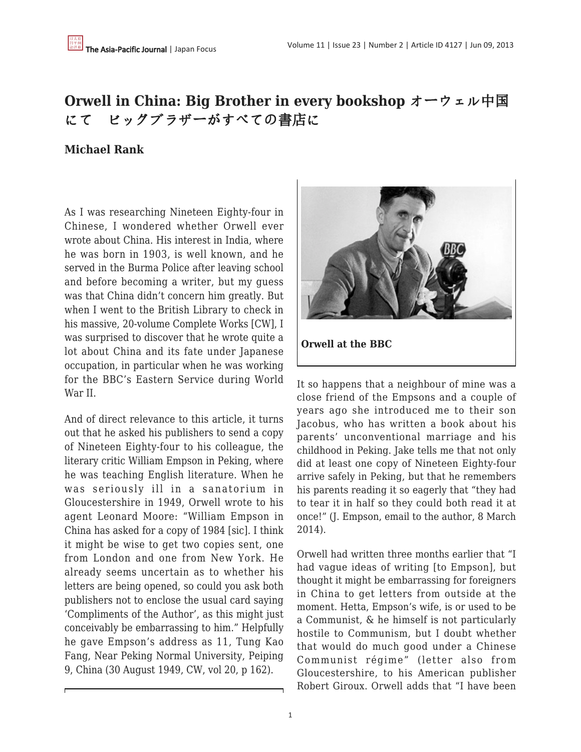# Orwell in China: Big Brother in every bookshop オーウェル中国にて　ビッグブラザーがすべての書店に

**Michael Rank**

As I was researching Nineteen Eighty-four in Chinese, I wondered whether Orwell ever wrote about China. His interest in India, where he was born in 1903, is well known, and he served in the Burma Police after leaving school and before becoming a writer, but my guess was that China didn't concern him greatly. But when I went to the British Library to check in his massive, 20-volume Complete Works [CW], I was surprised to discover that he wrote quite a lot about China and its fate under Japanese occupation, in particular when he was working for the BBC's Eastern Service during World War II.

And of direct relevance to this article, it turns out that he asked his publishers to send a copy of Nineteen Eighty-four to his colleague, the literary critic William Empson in Peking, where he was teaching English literature. When he was seriously ill in a sanatorium in Gloucestershire in 1949, Orwell wrote to his agent Leonard Moore: "William Empson in China has asked for a copy of 1984 [sic]. I think it might be wise to get two copies sent, one from London and one from New York. He already seems uncertain as to whether his letters are being opened, so could you ask both publishers not to enclose the usual card saying 'Compliments of the Author', as this might just conceivably be embarrassing to him." Helpfully he gave Empson's address as 11, Tung Kao Fang, Near Peking Normal University, Peiping 9, China (30 August 1949, CW, vol 20, p 162).

**Orwell at the BBC**

It so happens that a neighbour of mine was a close friend of the Empsons and a couple of years ago she introduced me to their son Jacobus, who has written a book about his parents' unconventional marriage and his childhood in Peking. Jake tells me that not only did at least one copy of Nineteen Eighty-four arrive safely in Peking, but that he remembers his parents reading it so eagerly that "they had to tear it in half so they could both read it at once!" (J. Empson, email to the author, 8 March 2014).

Orwell had written three months earlier that "I had vague ideas of writing [to Empson], but thought it might be embarrassing for foreigners in China to get letters from outside at the moment. Hetta, Empson's wife, is or used to be a Communist, & he himself is not particularly hostile to Communism, but I doubt whether that would do much good under a Chinese Communist régime" (letter also from Gloucestershire, to his American publisher Robert Giroux. Orwell adds that "I have been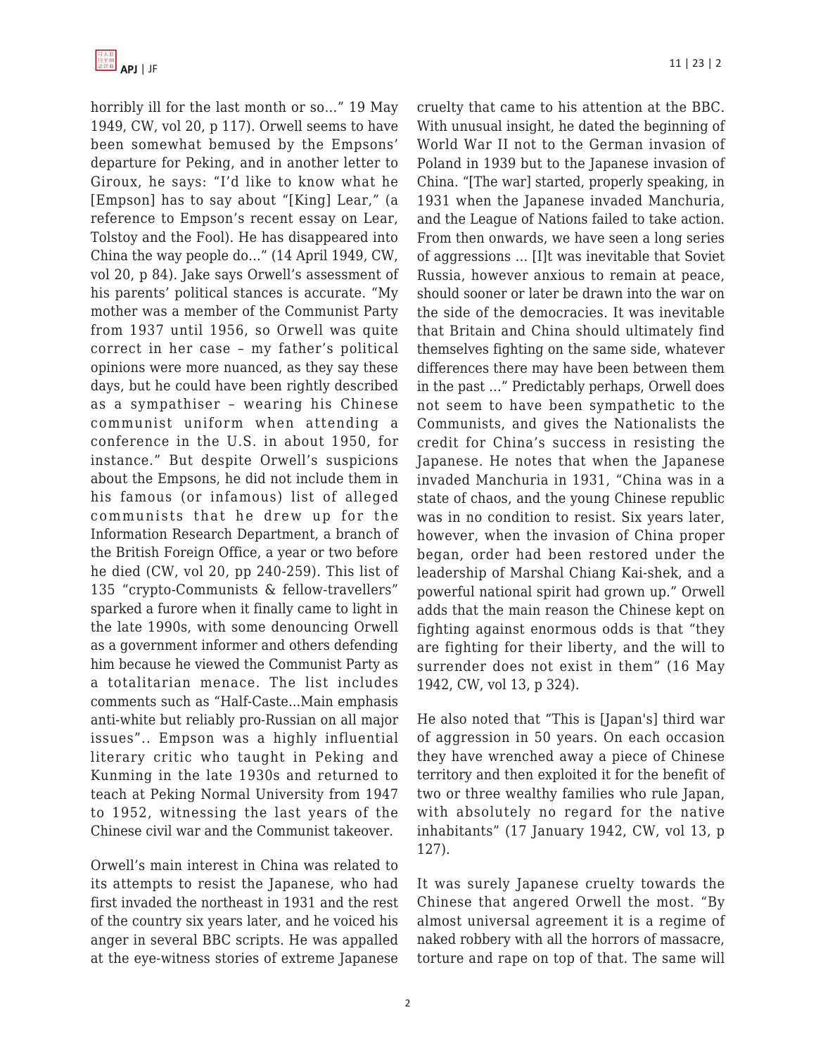horribly ill for the last month or so…" 19 May 1949, CW, vol 20, p 117). Orwell seems to have been somewhat bemused by the Empsons' departure for Peking, and in another letter to Giroux, he says: "I'd like to know what he [Empson] has to say about "[King] Lear," (a reference to Empson's recent essay on Lear, Tolstoy and the Fool). He has disappeared into China the way people do…" (14 April 1949, CW, vol 20, p 84). Jake says Orwell's assessment of his parents' political stances is accurate. "My mother was a member of the Communist Party from 1937 until 1956, so Orwell was quite correct in her case – my father's political opinions were more nuanced, as they say these days, but he could have been rightly described as a sympathiser – wearing his Chinese communist uniform when attending a conference in the U.S. in about 1950, for instance." But despite Orwell's suspicions about the Empsons, he did not include them in his famous (or infamous) list of alleged communists that he drew up for the Information Research Department, a branch of the British Foreign Office, a year or two before he died (CW, vol 20, pp 240-259). This list of 135 "crypto-Communists & fellow-travellers" sparked a furore when it finally came to light in the late 1990s, with some denouncing Orwell as a government informer and others defending him because he viewed the Communist Party as a totalitarian menace. The list includes comments such as "Half-Caste...Main emphasis anti-white but reliably pro-Russian on all major issues".. Empson was a highly influential literary critic who taught in Peking and Kunming in the late 1930s and returned to teach at Peking Normal University from 1947 to 1952, witnessing the last years of the Chinese civil war and the Communist takeover.

Orwell's main interest in China was related to its attempts to resist the Japanese, who had first invaded the northeast in 1931 and the rest of the country six years later, and he voiced his anger in several BBC scripts. He was appalled at the eye-witness stories of extreme Japanese cruelty that came to his attention at the BBC. With unusual insight, he dated the beginning of World War II not to the German invasion of Poland in 1939 but to the Japanese invasion of China. "[The war] started, properly speaking, in 1931 when the Japanese invaded Manchuria, and the League of Nations failed to take action. From then onwards, we have seen a long series of aggressions … [I]t was inevitable that Soviet Russia, however anxious to remain at peace, should sooner or later be drawn into the war on the side of the democracies. It was inevitable that Britain and China should ultimately find themselves fighting on the same side, whatever differences there may have been between them in the past …" Predictably perhaps, Orwell does not seem to have been sympathetic to the Communists, and gives the Nationalists the credit for China's success in resisting the Japanese. He notes that when the Japanese invaded Manchuria in 1931, "China was in a state of chaos, and the young Chinese republic was in no condition to resist. Six years later, however, when the invasion of China proper began, order had been restored under the leadership of Marshal Chiang Kai-shek, and a powerful national spirit had grown up." Orwell adds that the main reason the Chinese kept on fighting against enormous odds is that "they are fighting for their liberty, and the will to surrender does not exist in them" (16 May 1942, CW, vol 13, p 324).

He also noted that "This is [Japan's] third war of aggression in 50 years. On each occasion they have wrenched away a piece of Chinese territory and then exploited it for the benefit of two or three wealthy families who rule Japan, with absolutely no regard for the native inhabitants" (17 January 1942, CW, vol 13, p 127).

It was surely Japanese cruelty towards the Chinese that angered Orwell the most. "By almost universal agreement it is a regime of naked robbery with all the horrors of massacre, torture and rape on top of that. The same will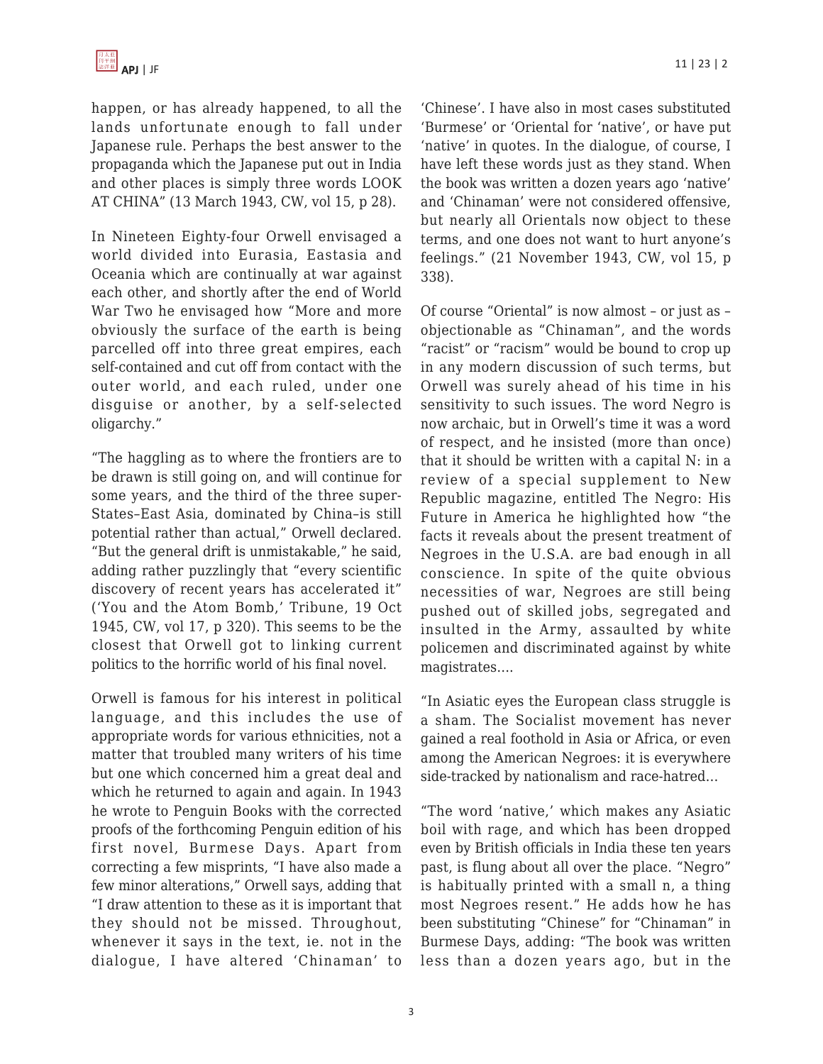happen, or has already happened, to all the lands unfortunate enough to fall under Japanese rule. Perhaps the best answer to the propaganda which the Japanese put out in India and other places is simply three words LOOK AT CHINA" (13 March 1943, CW, vol 15, p 28).

In Nineteen Eighty-four Orwell envisaged a world divided into Eurasia, Eastasia and Oceania which are continually at war against each other, and shortly after the end of World War Two he envisaged how "More and more obviously the surface of the earth is being parcelled off into three great empires, each self-contained and cut off from contact with the outer world, and each ruled, under one disguise or another, by a self-selected oligarchy."

"The haggling as to where the frontiers are to be drawn is still going on, and will continue for some years, and the third of the three super-States–East Asia, dominated by China–is still potential rather than actual," Orwell declared. "But the general drift is unmistakable," he said, adding rather puzzlingly that "every scientific discovery of recent years has accelerated it" ('You and the Atom Bomb,' Tribune, 19 Oct 1945, CW, vol 17, p 320). This seems to be the closest that Orwell got to linking current politics to the horrific world of his final novel.

Orwell is famous for his interest in political language, and this includes the use of appropriate words for various ethnicities, not a matter that troubled many writers of his time but one which concerned him a great deal and which he returned to again and again. In 1943 he wrote to Penguin Books with the corrected proofs of the forthcoming Penguin edition of his first novel, Burmese Days. Apart from correcting a few misprints, "I have also made a few minor alterations," Orwell says, adding that "I draw attention to these as it is important that they should not be missed. Throughout, whenever it says in the text, ie. not in the dialogue, I have altered 'Chinaman' to 'Chinese'. I have also in most cases substituted 'Burmese' or 'Oriental for 'native', or have put 'native' in quotes. In the dialogue, of course, I have left these words just as they stand. When the book was written a dozen years ago 'native' and 'Chinaman' were not considered offensive, but nearly all Orientals now object to these terms, and one does not want to hurt anyone's feelings." (21 November 1943, CW, vol 15, p 338).

Of course "Oriental" is now almost – or just as – objectionable as "Chinaman", and the words "racist" or "racism" would be bound to crop up in any modern discussion of such terms, but Orwell was surely ahead of his time in his sensitivity to such issues. The word Negro is now archaic, but in Orwell's time it was a word of respect, and he insisted (more than once) that it should be written with a capital N: in a review of a special supplement to New Republic magazine, entitled The Negro: His Future in America he highlighted how "the facts it reveals about the present treatment of Negroes in the U.S.A. are bad enough in all conscience. In spite of the quite obvious necessities of war, Negroes are still being pushed out of skilled jobs, segregated and insulted in the Army, assaulted by white policemen and discriminated against by white magistrates….

"In Asiatic eyes the European class struggle is a sham. The Socialist movement has never gained a real foothold in Asia or Africa, or even among the American Negroes: it is everywhere side-tracked by nationalism and race-hatred…

"The word 'native,' which makes any Asiatic boil with rage, and which has been dropped even by British officials in India these ten years past, is flung about all over the place. "Negro" is habitually printed with a small n, a thing most Negroes resent." He adds how he has been substituting "Chinese" for "Chinaman" in Burmese Days, adding: "The book was written less than a dozen years ago, but in the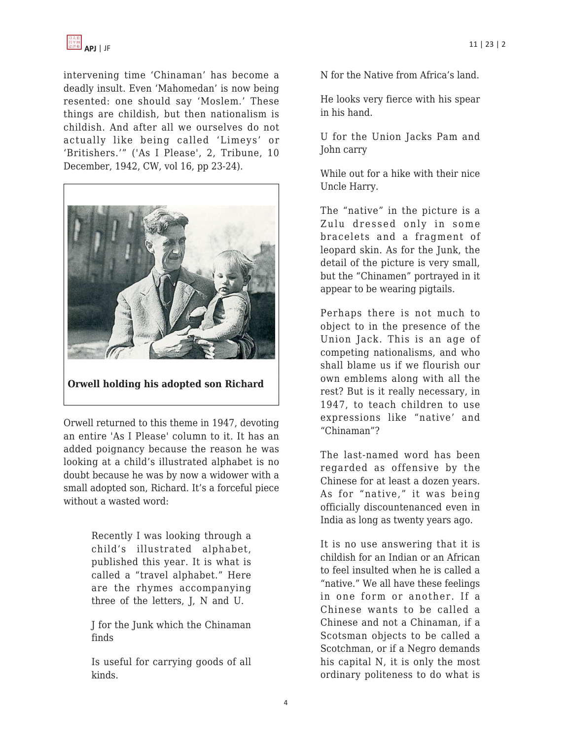intervening time 'Chinaman' has become a deadly insult. Even 'Mahomedan' is now being resented: one should say 'Moslem.' These things are childish, but then nationalism is childish. And after all we ourselves do not actually like being called 'Limeys' or 'Britishers.'" ('As I Please', 2, Tribune, 10 December, 1942, CW, vol 16, pp 23-24).

**Orwell holding his adopted son Richard**

Orwell returned to this theme in 1947, devoting an entire 'As I Please' column to it. It has an added poignancy because the reason he was looking at a child's illustrated alphabet is no doubt because he was by now a widower with a small adopted son, Richard. It's a forceful piece without a wasted word:

> Recently I was looking through a child's illustrated alphabet, published this year. It is what is called a "travel alphabet." Here are the rhymes accompanying three of the letters, J, N and U.
>
> J for the Junk which the Chinaman finds
>
> Is useful for carrying goods of all kinds.
>
> N for the Native from Africa's land.
>
> He looks very fierce with his spear in his hand.
>
> U for the Union Jacks Pam and John carry
>
> While out for a hike with their nice Uncle Harry.
>
> The "native" in the picture is a Zulu dressed only in some bracelets and a fragment of leopard skin. As for the Junk, the detail of the picture is very small, but the "Chinamen" portrayed in it appear to be wearing pigtails.
>
> Perhaps there is not much to object to in the presence of the Union Jack. This is an age of competing nationalisms, and who shall blame us if we flourish our own emblems along with all the rest? But is it really necessary, in 1947, to teach children to use expressions like "native' and "Chinaman"?
>
> The last-named word has been regarded as offensive by the Chinese for at least a dozen years. As for "native," it was being officially discountenanced even in India as long as twenty years ago.
>
> It is no use answering that it is childish for an Indian or an African to feel insulted when he is called a "native." We all have these feelings in one form or another. If a Chinese wants to be called a Chinese and not a Chinaman, if a Scotsman objects to be called a Scotchman, or if a Negro demands his capital N, it is only the most ordinary politeness to do what is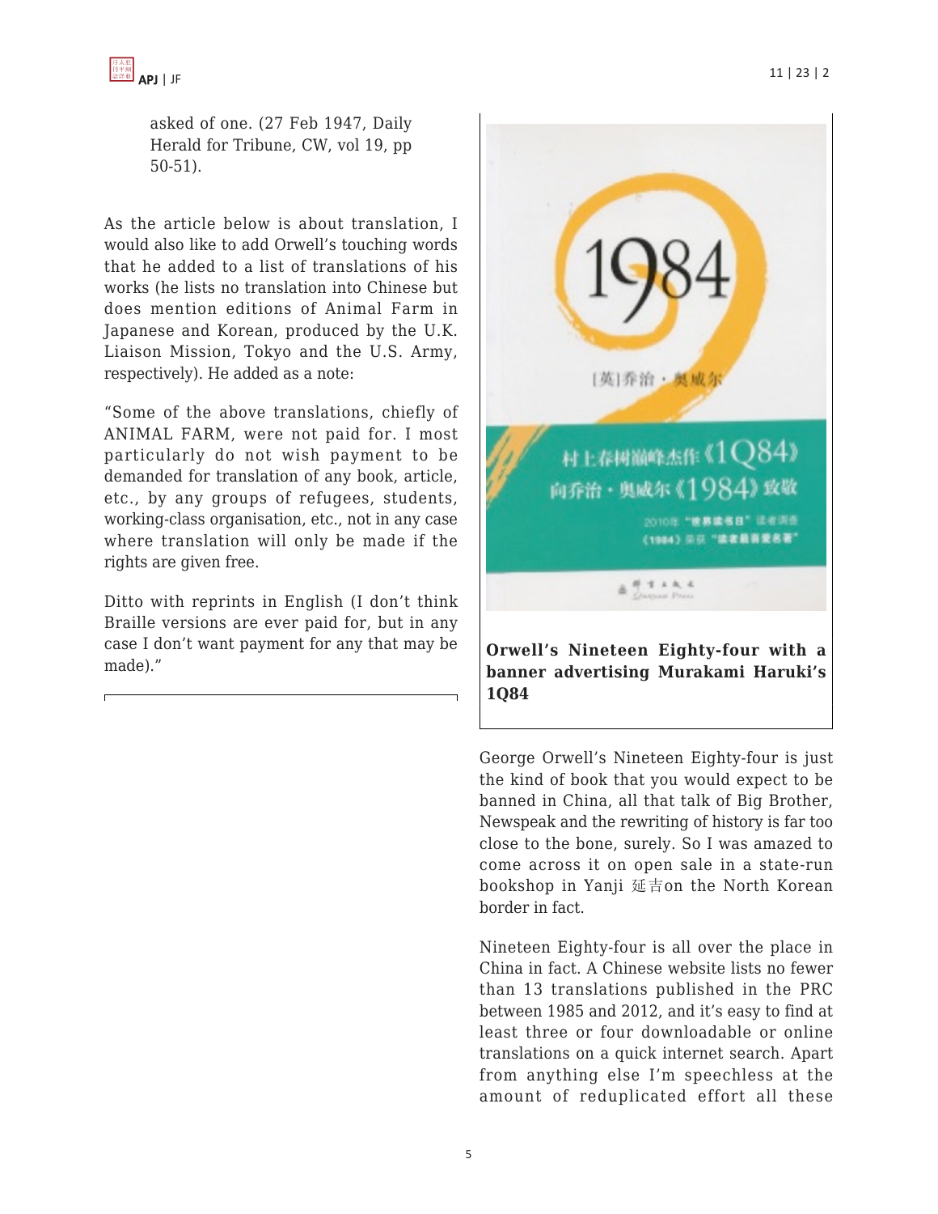asked of one. (27 Feb 1947, Daily Herald for Tribune, CW, vol 19, pp 50-51).

As the article below is about translation, I would also like to add Orwell's touching words that he added to a list of translations of his works (he lists no translation into Chinese but does mention editions of Animal Farm in Japanese and Korean, produced by the U.K. Liaison Mission, Tokyo and the U.S. Army, respectively). He added as a note:

"Some of the above translations, chiefly of ANIMAL FARM, were not paid for. I most particularly do not wish payment to be demanded for translation of any book, article, etc., by any groups of refugees, students, working-class organisation, etc., not in any case where translation will only be made if the rights are given free.

Ditto with reprints in English (I don't think Braille versions are ever paid for, but in any case I don't want payment for any that may be made)."

**Orwell's Nineteen Eighty-four with a banner advertising Murakami Haruki's 1Q84**

George Orwell's Nineteen Eighty-four is just the kind of book that you would expect to be banned in China, all that talk of Big Brother, Newspeak and the rewriting of history is far too close to the bone, surely. So I was amazed to come across it on open sale in a state-run bookshop in Yanji 延吉on the North Korean border in fact.

Nineteen Eighty-four is all over the place in China in fact. A Chinese website lists no fewer than 13 translations published in the PRC between 1985 and 2012, and it's easy to find at least three or four downloadable or online translations on a quick internet search. Apart from anything else I'm speechless at the amount of reduplicated effort all these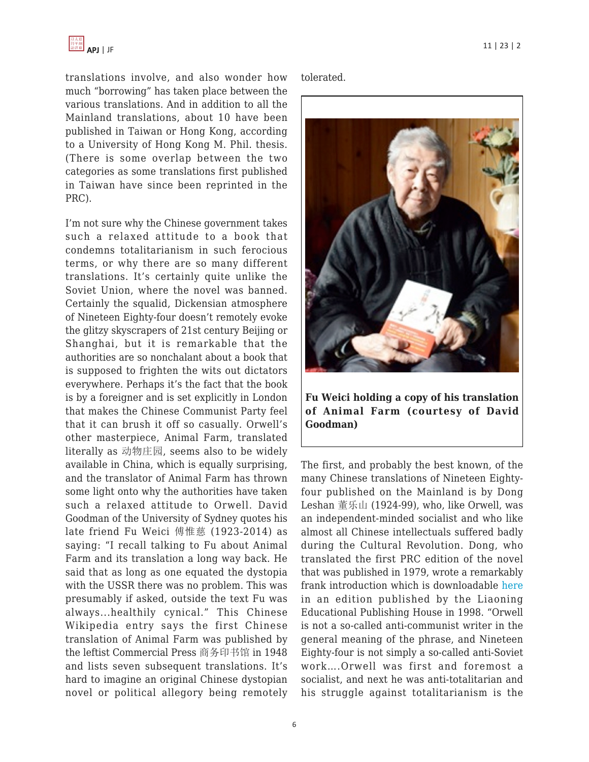translations involve, and also wonder how much "borrowing" has taken place between the various translations. And in addition to all the Mainland translations, about 10 have been published in Taiwan or Hong Kong, according to a University of Hong Kong M. Phil. thesis. (There is some overlap between the two categories as some translations first published in Taiwan have since been reprinted in the PRC).

I'm not sure why the Chinese government takes such a relaxed attitude to a book that condemns totalitarianism in such ferocious terms, or why there are so many different translations. It's certainly quite unlike the Soviet Union, where the novel was banned. Certainly the squalid, Dickensian atmosphere of Nineteen Eighty-four doesn't remotely evoke the glitzy skyscrapers of 21st century Beijing or Shanghai, but it is remarkable that the authorities are so nonchalant about a book that is supposed to frighten the wits out dictators everywhere. Perhaps it's the fact that the book is by a foreigner and is set explicitly in London that makes the Chinese Communist Party feel that it can brush it off so casually. Orwell's other masterpiece, Animal Farm, translated literally as 动物庄园, seems also to be widely available in China, which is equally surprising, and the translator of Animal Farm has thrown some light onto why the authorities have taken such a relaxed attitude to Orwell. David Goodman of the University of Sydney quotes his late friend Fu Weici 傅惟慈 (1923-2014) as saying: "I recall talking to Fu about Animal Farm and its translation a long way back. He said that as long as one equated the dystopia with the USSR there was no problem. This was presumably if asked, outside the text Fu was always...healthily cynical." This Chinese Wikipedia entry says the first Chinese translation of Animal Farm was published by the leftist Commercial Press 商务印书馆 in 1948 and lists seven subsequent translations. It's hard to imagine an original Chinese dystopian novel or political allegory being remotely tolerated.

**Fu Weici holding a copy of his translation of Animal Farm (courtesy of David Goodman)**

The first, and probably the best known, of the many Chinese translations of Nineteen Eighty-four published on the Mainland is by Dong Leshan 董乐山 (1924-99), who, like Orwell, was an independent-minded socialist and who like almost all Chinese intellectuals suffered badly during the Cultural Revolution. Dong, who translated the first PRC edition of the novel that was published in 1979, wrote a remarkably frank introduction which is downloadable here in an edition published by the Liaoning Educational Publishing House in 1998. "Orwell is not a so-called anti-communist writer in the general meaning of the phrase, and Nineteen Eighty-four is not simply a so-called anti-Soviet work....Orwell was first and foremost a socialist, and next he was anti-totalitarian and his struggle against totalitarianism is the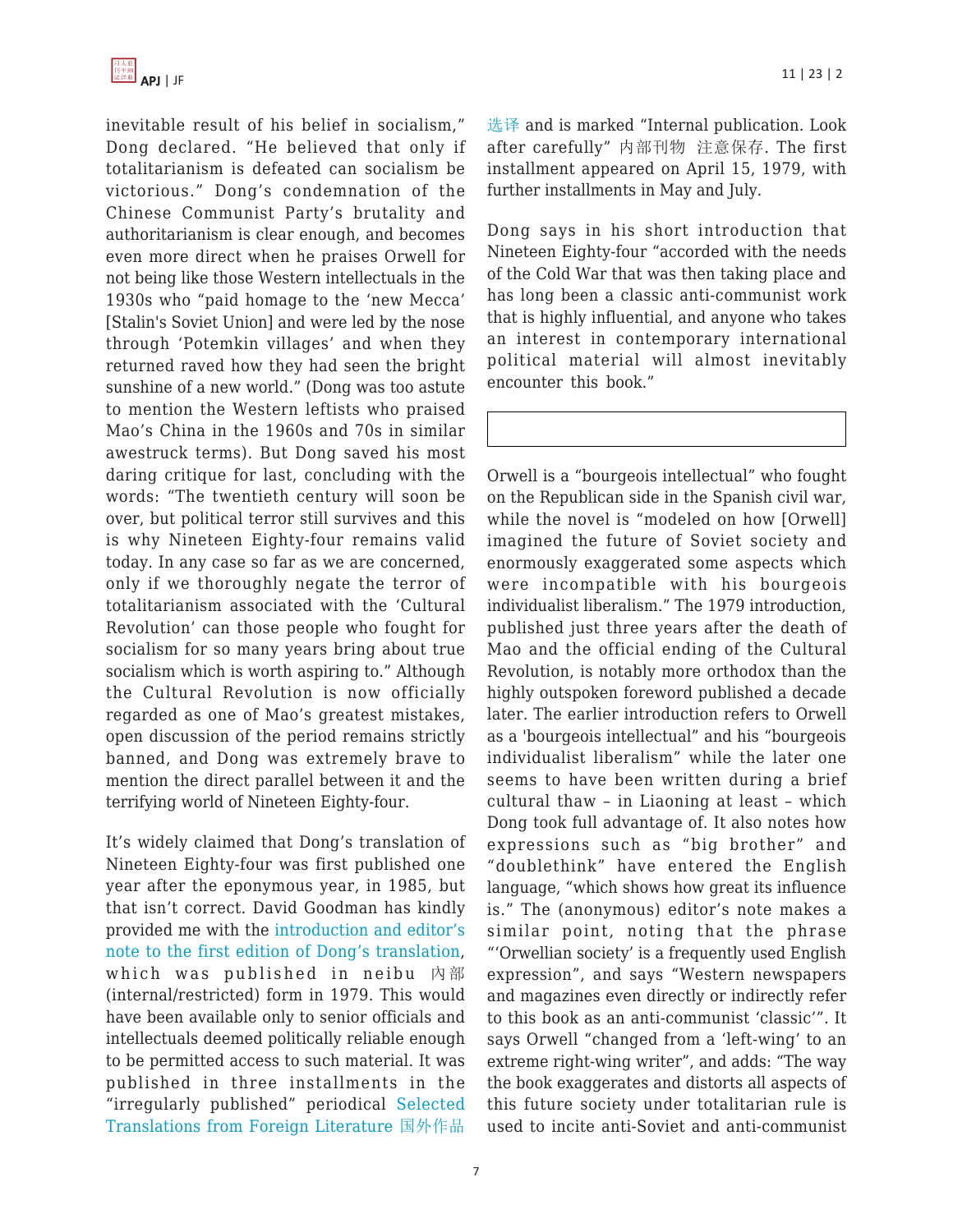inevitable result of his belief in socialism," Dong declared. "He believed that only if totalitarianism is defeated can socialism be victorious." Dong's condemnation of the Chinese Communist Party's brutality and authoritarianism is clear enough, and becomes even more direct when he praises Orwell for not being like those Western intellectuals in the 1930s who "paid homage to the 'new Mecca' [Stalin's Soviet Union] and were led by the nose through 'Potemkin villages' and when they returned raved how they had seen the bright sunshine of a new world." (Dong was too astute to mention the Western leftists who praised Mao's China in the 1960s and 70s in similar awestruck terms). But Dong saved his most daring critique for last, concluding with the words: "The twentieth century will soon be over, but political terror still survives and this is why Nineteen Eighty-four remains valid today. In any case so far as we are concerned, only if we thoroughly negate the terror of totalitarianism associated with the 'Cultural Revolution' can those people who fought for socialism for so many years bring about true socialism which is worth aspiring to." Although the Cultural Revolution is now officially regarded as one of Mao's greatest mistakes, open discussion of the period remains strictly banned, and Dong was extremely brave to mention the direct parallel between it and the terrifying world of Nineteen Eighty-four.

It's widely claimed that Dong's translation of Nineteen Eighty-four was first published one year after the eponymous year, in 1985, but that isn't correct. David Goodman has kindly provided me with the introduction and editor's note to the first edition of Dong's translation, which was published in neibu 内部 (internal/restricted) form in 1979. This would have been available only to senior officials and intellectuals deemed politically reliable enough to be permitted access to such material. It was published in three installments in the "irregularly published" periodical Selected Translations from Foreign Literature 国外作品选译 and is marked "Internal publication. Look after carefully" 内部刊物 注意保存. The first installment appeared on April 15, 1979, with further installments in May and July.

Dong says in his short introduction that Nineteen Eighty-four "accorded with the needs of the Cold War that was then taking place and has long been a classic anti-communist work that is highly influential, and anyone who takes an interest in contemporary international political material will almost inevitably encounter this book."

Orwell is a "bourgeois intellectual" who fought on the Republican side in the Spanish civil war, while the novel is "modeled on how [Orwell] imagined the future of Soviet society and enormously exaggerated some aspects which were incompatible with his bourgeois individualist liberalism." The 1979 introduction, published just three years after the death of Mao and the official ending of the Cultural Revolution, is notably more orthodox than the highly outspoken foreword published a decade later. The earlier introduction refers to Orwell as a 'bourgeois intellectual" and his "bourgeois individualist liberalism" while the later one seems to have been written during a brief cultural thaw – in Liaoning at least – which Dong took full advantage of. It also notes how expressions such as "big brother" and "doublethink" have entered the English language, "which shows how great its influence is." The (anonymous) editor's note makes a similar point, noting that the phrase "'Orwellian society' is a frequently used English expression", and says "Western newspapers and magazines even directly or indirectly refer to this book as an anti-communist 'classic'". It says Orwell "changed from a 'left-wing' to an extreme right-wing writer", and adds: "The way the book exaggerates and distorts all aspects of this future society under totalitarian rule is used to incite anti-Soviet and anti-communist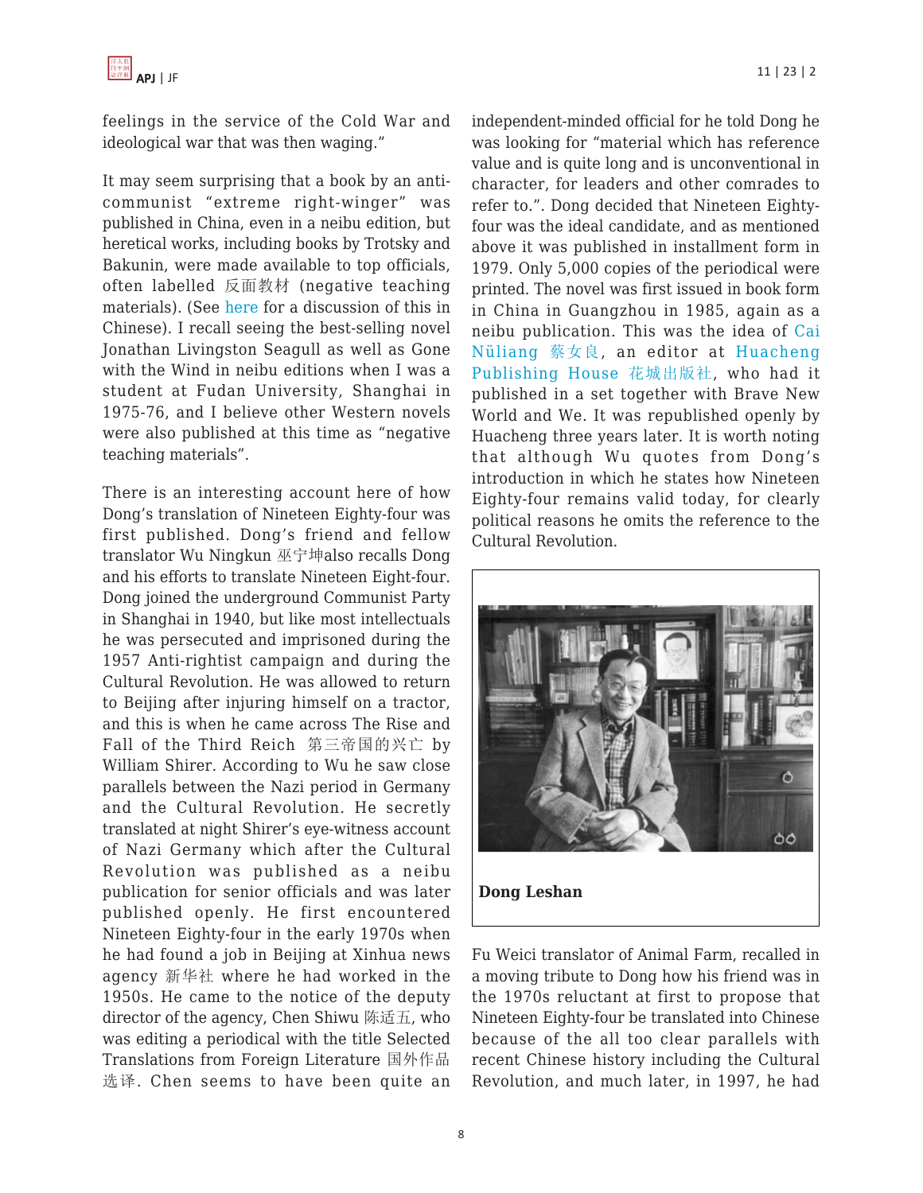feelings in the service of the Cold War and ideological war that was then waging."

It may seem surprising that a book by an anti-communist "extreme right-winger" was published in China, even in a neibu edition, but heretical works, including books by Trotsky and Bakunin, were made available to top officials, often labelled 反面教材 (negative teaching materials). (See here for a discussion of this in Chinese). I recall seeing the best-selling novel Jonathan Livingston Seagull as well as Gone with the Wind in neibu editions when I was a student at Fudan University, Shanghai in 1975-76, and I believe other Western novels were also published at this time as "negative teaching materials".

There is an interesting account here of how Dong's translation of Nineteen Eighty-four was first published. Dong's friend and fellow translator Wu Ningkun 巫宁坤also recalls Dong and his efforts to translate Nineteen Eight-four. Dong joined the underground Communist Party in Shanghai in 1940, but like most intellectuals he was persecuted and imprisoned during the 1957 Anti-rightist campaign and during the Cultural Revolution. He was allowed to return to Beijing after injuring himself on a tractor, and this is when he came across The Rise and Fall of the Third Reich 第三帝国的兴亡 by William Shirer. According to Wu he saw close parallels between the Nazi period in Germany and the Cultural Revolution. He secretly translated at night Shirer's eye-witness account of Nazi Germany which after the Cultural Revolution was published as a neibu publication for senior officials and was later published openly. He first encountered Nineteen Eighty-four in the early 1970s when he had found a job in Beijing at Xinhua news agency 新华社 where he had worked in the 1950s. He came to the notice of the deputy director of the agency, Chen Shiwu 陈适五, who was editing a periodical with the title Selected Translations from Foreign Literature 国外作品选译. Chen seems to have been quite an independent-minded official for he told Dong he was looking for "material which has reference value and is quite long and is unconventional in character, for leaders and other comrades to refer to.". Dong decided that Nineteen Eighty-four was the ideal candidate, and as mentioned above it was published in installment form in 1979. Only 5,000 copies of the periodical were printed. The novel was first issued in book form in China in Guangzhou in 1985, again as a neibu publication. This was the idea of Cai Nüliang 蔡女良, an editor at Huacheng Publishing House 花城出版社, who had it published in a set together with Brave New World and We. It was republished openly by Huacheng three years later. It is worth noting that although Wu quotes from Dong's introduction in which he states how Nineteen Eighty-four remains valid today, for clearly political reasons he omits the reference to the Cultural Revolution.

**Dong Leshan**

Fu Weici translator of Animal Farm, recalled in a moving tribute to Dong how his friend was in the 1970s reluctant at first to propose that Nineteen Eighty-four be translated into Chinese because of the all too clear parallels with recent Chinese history including the Cultural Revolution, and much later, in 1997, he had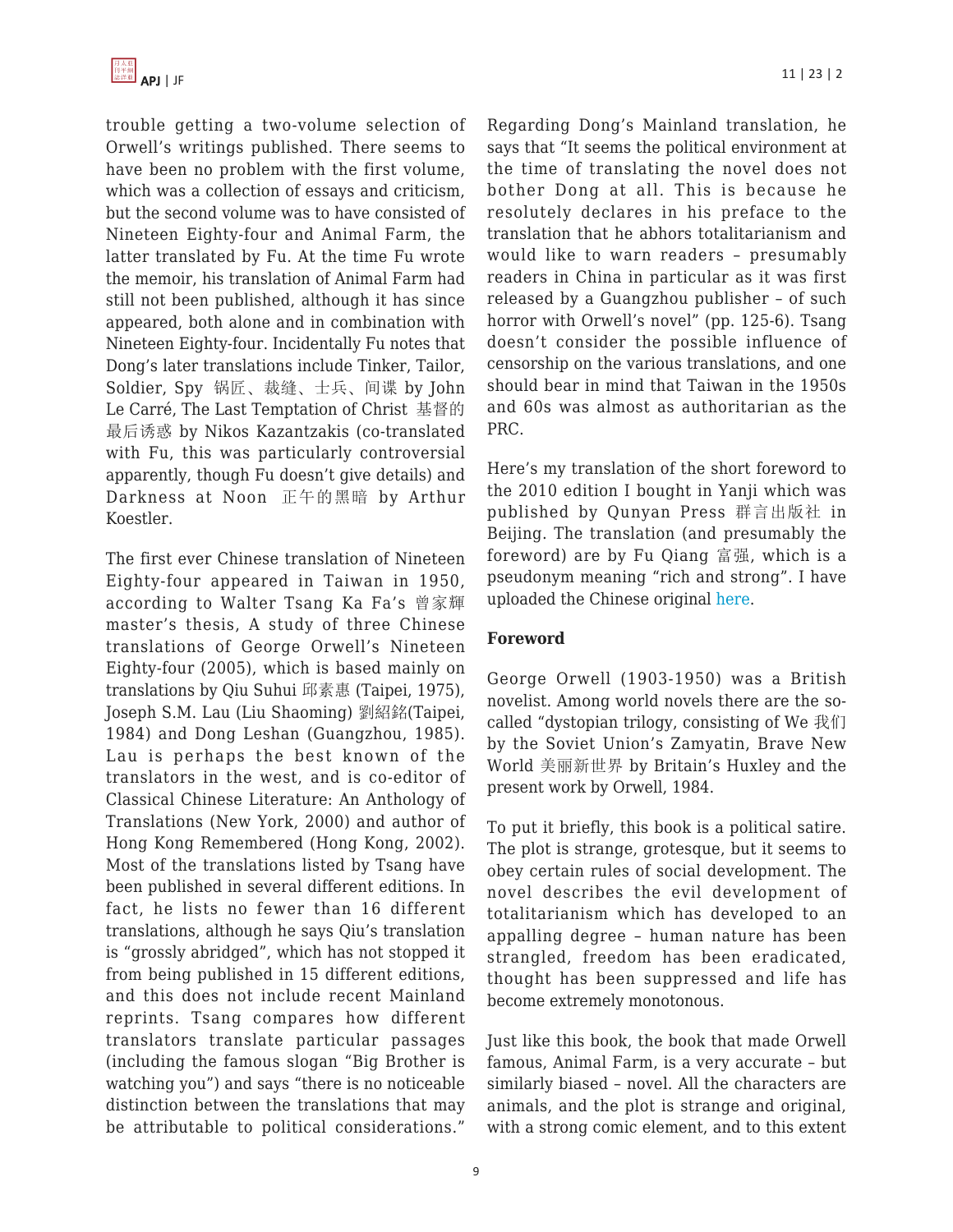trouble getting a two-volume selection of Orwell's writings published. There seems to have been no problem with the first volume, which was a collection of essays and criticism, but the second volume was to have consisted of Nineteen Eighty-four and Animal Farm, the latter translated by Fu. At the time Fu wrote the memoir, his translation of Animal Farm had still not been published, although it has since appeared, both alone and in combination with Nineteen Eighty-four. Incidentally Fu notes that Dong's later translations include Tinker, Tailor, Soldier, Spy 锅匠、裁缝、士兵、间谍 by John Le Carré, The Last Temptation of Christ 基督的最后诱惑 by Nikos Kazantzakis (co-translated with Fu, this was particularly controversial apparently, though Fu doesn't give details) and Darkness at Noon 正午的黑暗 by Arthur Koestler.

The first ever Chinese translation of Nineteen Eighty-four appeared in Taiwan in 1950, according to Walter Tsang Ka Fa's 曾家輝 master's thesis, A study of three Chinese translations of George Orwell's Nineteen Eighty-four (2005), which is based mainly on translations by Qiu Suhui 邱素惠 (Taipei, 1975), Joseph S.M. Lau (Liu Shaoming) 劉紹銘(Taipei, 1984) and Dong Leshan (Guangzhou, 1985). Lau is perhaps the best known of the translators in the west, and is co-editor of Classical Chinese Literature: An Anthology of Translations (New York, 2000) and author of Hong Kong Remembered (Hong Kong, 2002). Most of the translations listed by Tsang have been published in several different editions. In fact, he lists no fewer than 16 different translations, although he says Qiu's translation is "grossly abridged", which has not stopped it from being published in 15 different editions, and this does not include recent Mainland reprints. Tsang compares how different translators translate particular passages (including the famous slogan "Big Brother is watching you") and says "there is no noticeable distinction between the translations that may be attributable to political considerations." Regarding Dong's Mainland translation, he says that "It seems the political environment at the time of translating the novel does not bother Dong at all. This is because he resolutely declares in his preface to the translation that he abhors totalitarianism and would like to warn readers – presumably readers in China in particular as it was first released by a Guangzhou publisher – of such horror with Orwell's novel" (pp. 125-6). Tsang doesn't consider the possible influence of censorship on the various translations, and one should bear in mind that Taiwan in the 1950s and 60s was almost as authoritarian as the PRC.

Here's my translation of the short foreword to the 2010 edition I bought in Yanji which was published by Qunyan Press 群言出版社 in Beijing. The translation (and presumably the foreword) are by Fu Qiang 富强, which is a pseudonym meaning "rich and strong". I have uploaded the Chinese original here.

**Foreword**

George Orwell (1903-1950) was a British novelist. Among world novels there are the so-called "dystopian trilogy, consisting of We 我们 by the Soviet Union's Zamyatin, Brave New World 美丽新世界 by Britain's Huxley and the present work by Orwell, 1984.

To put it briefly, this book is a political satire. The plot is strange, grotesque, but it seems to obey certain rules of social development. The novel describes the evil development of totalitarianism which has developed to an appalling degree – human nature has been strangled, freedom has been eradicated, thought has been suppressed and life has become extremely monotonous.

Just like this book, the book that made Orwell famous, Animal Farm, is a very accurate – but similarly biased – novel. All the characters are animals, and the plot is strange and original, with a strong comic element, and to this extent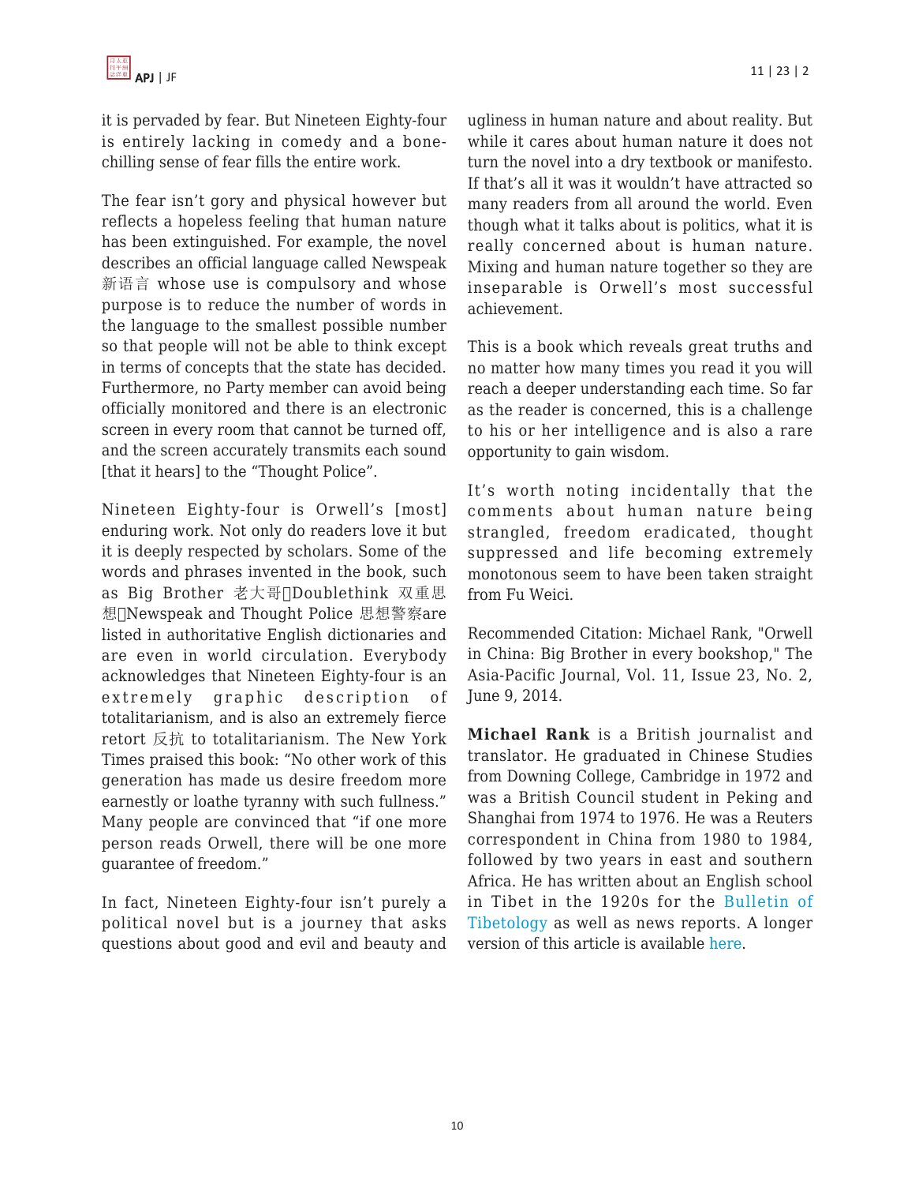it is pervaded by fear. But Nineteen Eighty-four is entirely lacking in comedy and a bone-chilling sense of fear fills the entire work.

The fear isn't gory and physical however but reflects a hopeless feeling that human nature has been extinguished. For example, the novel describes an official language called Newspeak 新语言 whose use is compulsory and whose purpose is to reduce the number of words in the language to the smallest possible number so that people will not be able to think except in terms of concepts that the state has decided. Furthermore, no Party member can avoid being officially monitored and there is an electronic screen in every room that cannot be turned off, and the screen accurately transmits each sound [that it hears] to the "Thought Police".

Nineteen Eighty-four is Orwell's [most] enduring work. Not only do readers love it but it is deeply respected by scholars. Some of the words and phrases invented in the book, such as Big Brother 老大哥、Doublethink 双重思想、Newspeak and Thought Police 思想警察are listed in authoritative English dictionaries and are even in world circulation. Everybody acknowledges that Nineteen Eighty-four is an extremely graphic description of totalitarianism, and is also an extremely fierce retort 反抗 to totalitarianism. The New York Times praised this book: "No other work of this generation has made us desire freedom more earnestly or loathe tyranny with such fullness." Many people are convinced that "if one more person reads Orwell, there will be one more guarantee of freedom."

In fact, Nineteen Eighty-four isn't purely a political novel but is a journey that asks questions about good and evil and beauty and ugliness in human nature and about reality. But while it cares about human nature it does not turn the novel into a dry textbook or manifesto. If that's all it was it wouldn't have attracted so many readers from all around the world. Even though what it talks about is politics, what it is really concerned about is human nature. Mixing and human nature together so they are inseparable is Orwell's most successful achievement.

This is a book which reveals great truths and no matter how many times you read it you will reach a deeper understanding each time. So far as the reader is concerned, this is a challenge to his or her intelligence and is also a rare opportunity to gain wisdom.

It's worth noting incidentally that the comments about human nature being strangled, freedom eradicated, thought suppressed and life becoming extremely monotonous seem to have been taken straight from Fu Weici.

Recommended Citation: Michael Rank, "Orwell in China: Big Brother in every bookshop," The Asia-Pacific Journal, Vol. 11, Issue 23, No. 2, June 9, 2014.

**Michael Rank** is a British journalist and translator. He graduated in Chinese Studies from Downing College, Cambridge in 1972 and was a British Council student in Peking and Shanghai from 1974 to 1976. He was a Reuters correspondent in China from 1980 to 1984, followed by two years in east and southern Africa. He has written about an English school in Tibet in the 1920s for the Bulletin of Tibetology as well as news reports. A longer version of this article is available here.